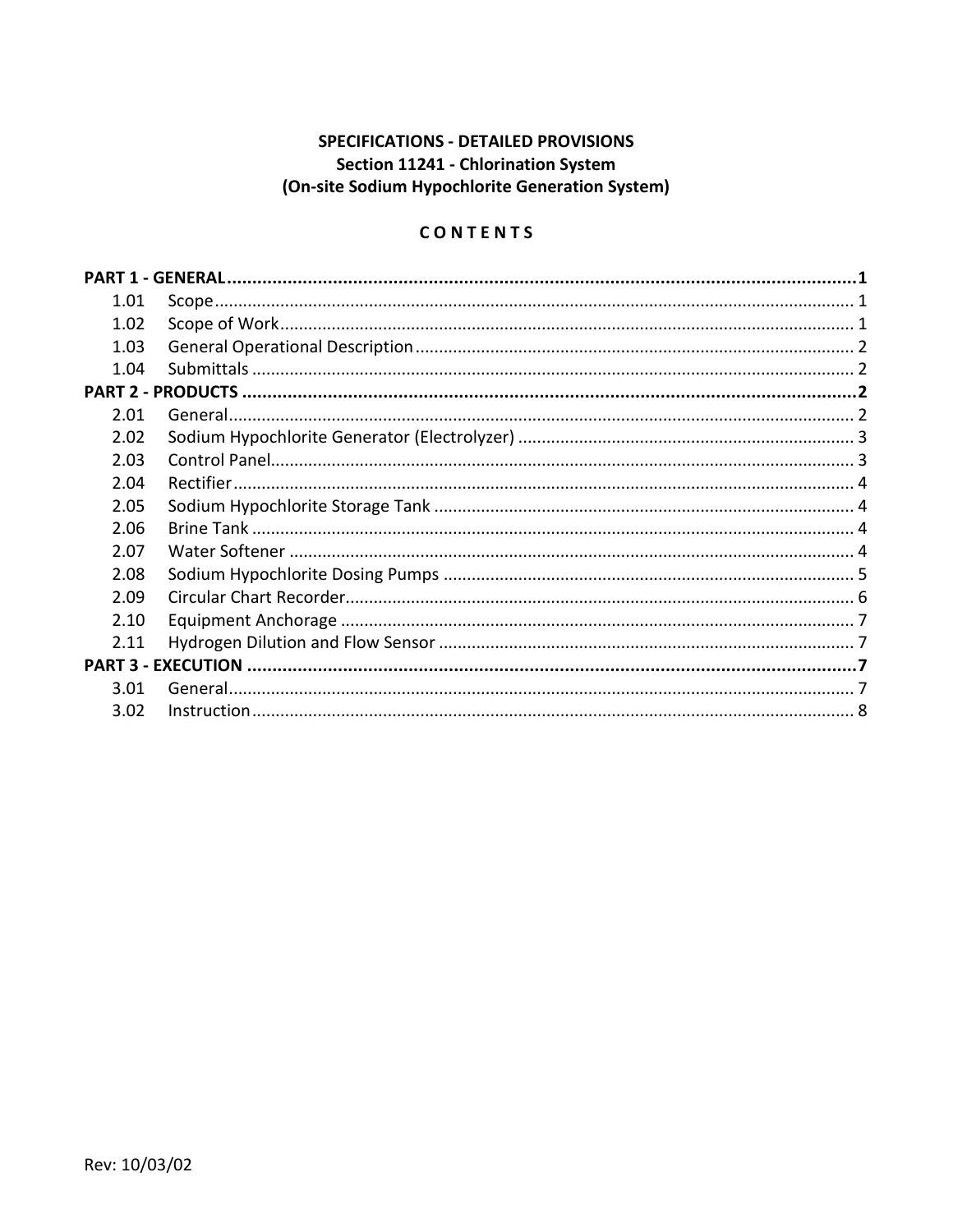**SPECIFICATIONS - DETAILED PROVISIONS**
**Section 11241 - Chlorination System**
**(On-site Sodium Hypochlorite Generation System)**

**C O N T E N T S**

| | | |
|---|---|---|
| **PART 1 - GENERAL** | | **1** |
| 1.01 | Scope | 1 |
| 1.02 | Scope of Work | 1 |
| 1.03 | General Operational Description | 2 |
| 1.04 | Submittals | 2 |
| **PART 2 - PRODUCTS** | | **2** |
| 2.01 | General | 2 |
| 2.02 | Sodium Hypochlorite Generator (Electrolyzer) | 3 |
| 2.03 | Control Panel | 3 |
| 2.04 | Rectifier | 4 |
| 2.05 | Sodium Hypochlorite Storage Tank | 4 |
| 2.06 | Brine Tank | 4 |
| 2.07 | Water Softener | 4 |
| 2.08 | Sodium Hypochlorite Dosing Pumps | 5 |
| 2.09 | Circular Chart Recorder | 6 |
| 2.10 | Equipment Anchorage | 7 |
| 2.11 | Hydrogen Dilution and Flow Sensor | 7 |
| **PART 3 - EXECUTION** | | **7** |
| 3.01 | General | 7 |
| 3.02 | Instruction | 8 |

Rev: 10/03/02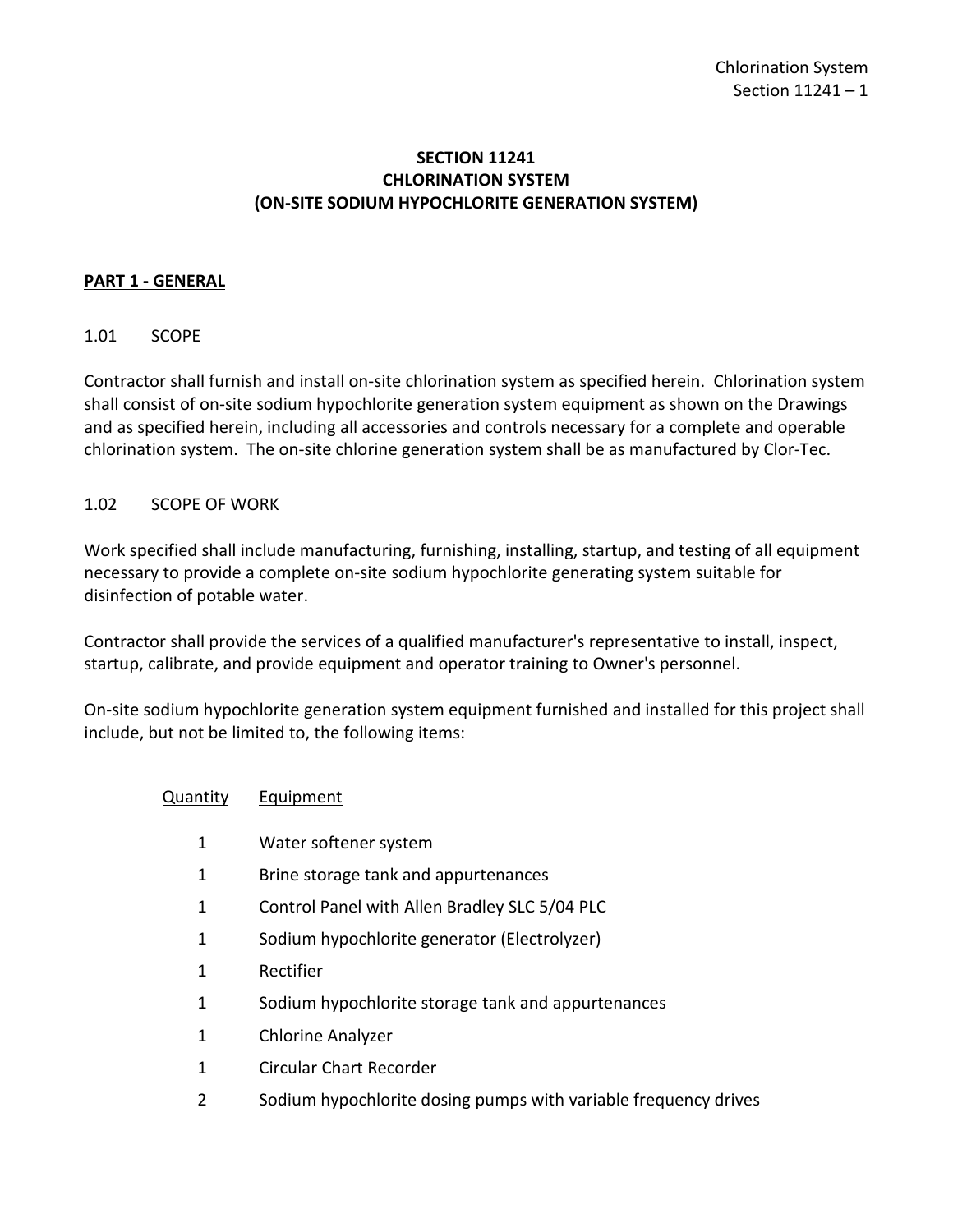# SECTION 11241
# CHLORINATION SYSTEM
# (ON-SITE SODIUM HYPOCHLORITE GENERATION SYSTEM)

## PART 1 - GENERAL

### 1.01 SCOPE

Contractor shall furnish and install on-site chlorination system as specified herein. Chlorination system shall consist of on-site sodium hypochlorite generation system equipment as shown on the Drawings and as specified herein, including all accessories and controls necessary for a complete and operable chlorination system. The on-site chlorine generation system shall be as manufactured by Clor-Tec.

### 1.02 SCOPE OF WORK

Work specified shall include manufacturing, furnishing, installing, startup, and testing of all equipment necessary to provide a complete on-site sodium hypochlorite generating system suitable for disinfection of potable water.

Contractor shall provide the services of a qualified manufacturer's representative to install, inspect, startup, calibrate, and provide equipment and operator training to Owner's personnel.

On-site sodium hypochlorite generation system equipment furnished and installed for this project shall include, but not be limited to, the following items:

| Quantity | Equipment |
|---|---|
| 1 | Water softener system |
| 1 | Brine storage tank and appurtenances |
| 1 | Control Panel with Allen Bradley SLC 5/04 PLC |
| 1 | Sodium hypochlorite generator (Electrolyzer) |
| 1 | Rectifier |
| 1 | Sodium hypochlorite storage tank and appurtenances |
| 1 | Chlorine Analyzer |
| 1 | Circular Chart Recorder |
| 2 | Sodium hypochlorite dosing pumps with variable frequency drives |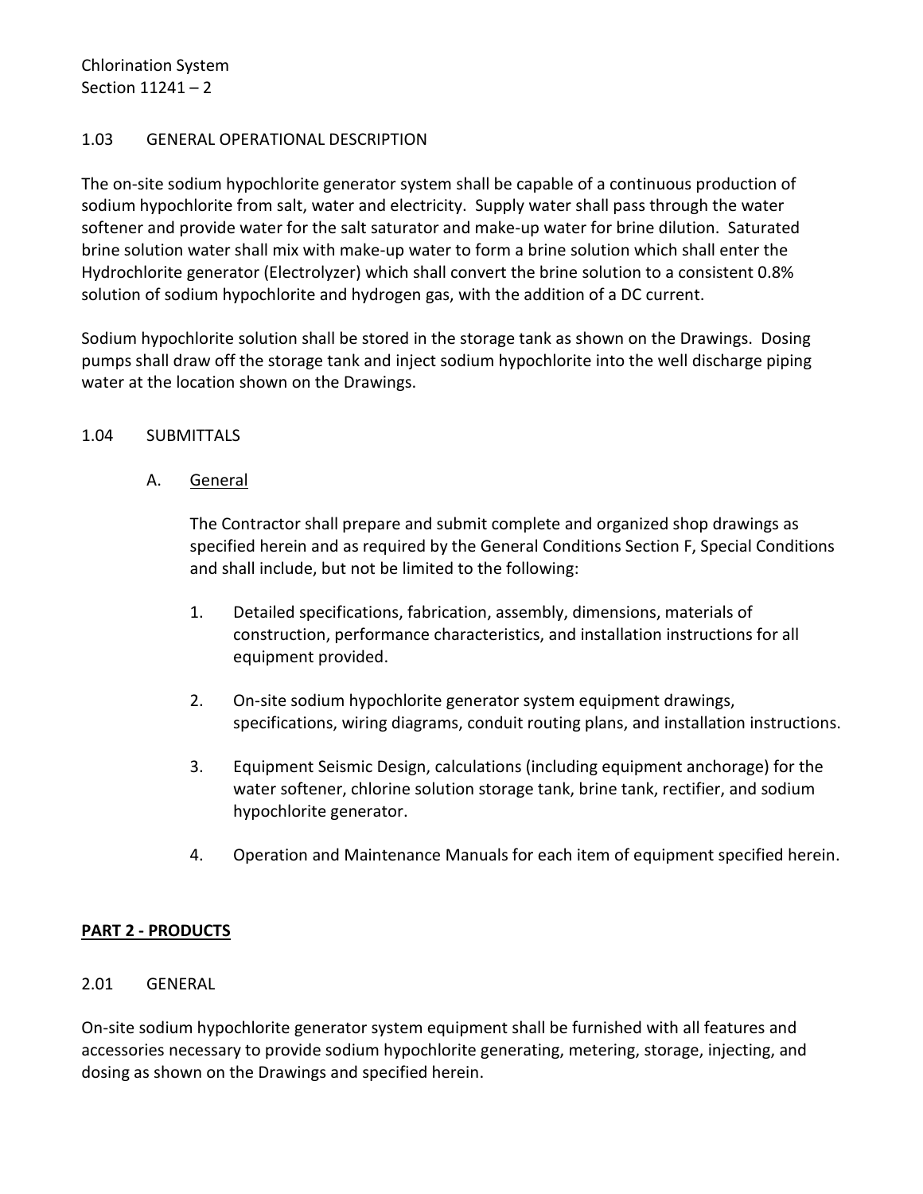### 1.03 GENERAL OPERATIONAL DESCRIPTION

The on-site sodium hypochlorite generator system shall be capable of a continuous production of sodium hypochlorite from salt, water and electricity. Supply water shall pass through the water softener and provide water for the salt saturator and make-up water for brine dilution. Saturated brine solution water shall mix with make-up water to form a brine solution which shall enter the Hydrochlorite generator (Electrolyzer) which shall convert the brine solution to a consistent 0.8% solution of sodium hypochlorite and hydrogen gas, with the addition of a DC current.

Sodium hypochlorite solution shall be stored in the storage tank as shown on the Drawings. Dosing pumps shall draw off the storage tank and inject sodium hypochlorite into the well discharge piping water at the location shown on the Drawings.

### 1.04 SUBMITTALS

A. General

The Contractor shall prepare and submit complete and organized shop drawings as specified herein and as required by the General Conditions Section F, Special Conditions and shall include, but not be limited to the following:

1. Detailed specifications, fabrication, assembly, dimensions, materials of construction, performance characteristics, and installation instructions for all equipment provided.

2. On-site sodium hypochlorite generator system equipment drawings, specifications, wiring diagrams, conduit routing plans, and installation instructions.

3. Equipment Seismic Design, calculations (including equipment anchorage) for the water softener, chlorine solution storage tank, brine tank, rectifier, and sodium hypochlorite generator.

4. Operation and Maintenance Manuals for each item of equipment specified herein.

## PART 2 - PRODUCTS

### 2.01 GENERAL

On-site sodium hypochlorite generator system equipment shall be furnished with all features and accessories necessary to provide sodium hypochlorite generating, metering, storage, injecting, and dosing as shown on the Drawings and specified herein.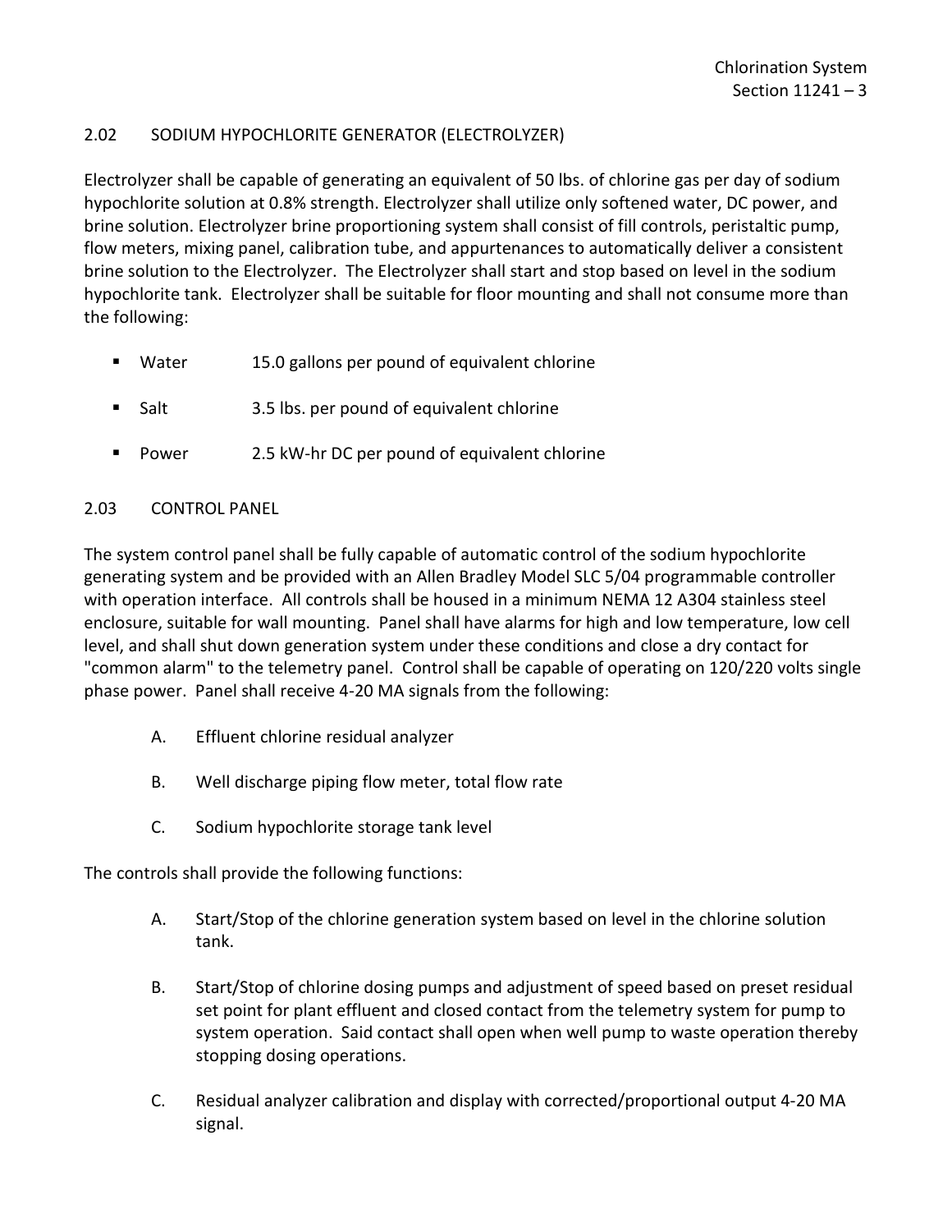## 2.02 SODIUM HYPOCHLORITE GENERATOR (ELECTROLYZER)

Electrolyzer shall be capable of generating an equivalent of 50 lbs. of chlorine gas per day of sodium hypochlorite solution at 0.8% strength. Electrolyzer shall utilize only softened water, DC power, and brine solution. Electrolyzer brine proportioning system shall consist of fill controls, peristaltic pump, flow meters, mixing panel, calibration tube, and appurtenances to automatically deliver a consistent brine solution to the Electrolyzer. The Electrolyzer shall start and stop based on level in the sodium hypochlorite tank. Electrolyzer shall be suitable for floor mounting and shall not consume more than the following:

- Water 15.0 gallons per pound of equivalent chlorine
- Salt 3.5 lbs. per pound of equivalent chlorine
- Power 2.5 kW-hr DC per pound of equivalent chlorine

## 2.03 CONTROL PANEL

The system control panel shall be fully capable of automatic control of the sodium hypochlorite generating system and be provided with an Allen Bradley Model SLC 5/04 programmable controller with operation interface. All controls shall be housed in a minimum NEMA 12 A304 stainless steel enclosure, suitable for wall mounting. Panel shall have alarms for high and low temperature, low cell level, and shall shut down generation system under these conditions and close a dry contact for "common alarm" to the telemetry panel. Control shall be capable of operating on 120/220 volts single phase power. Panel shall receive 4-20 MA signals from the following:

A. Effluent chlorine residual analyzer

B. Well discharge piping flow meter, total flow rate

C. Sodium hypochlorite storage tank level

The controls shall provide the following functions:

A. Start/Stop of the chlorine generation system based on level in the chlorine solution tank.

B. Start/Stop of chlorine dosing pumps and adjustment of speed based on preset residual set point for plant effluent and closed contact from the telemetry system for pump to system operation. Said contact shall open when well pump to waste operation thereby stopping dosing operations.

C. Residual analyzer calibration and display with corrected/proportional output 4-20 MA signal.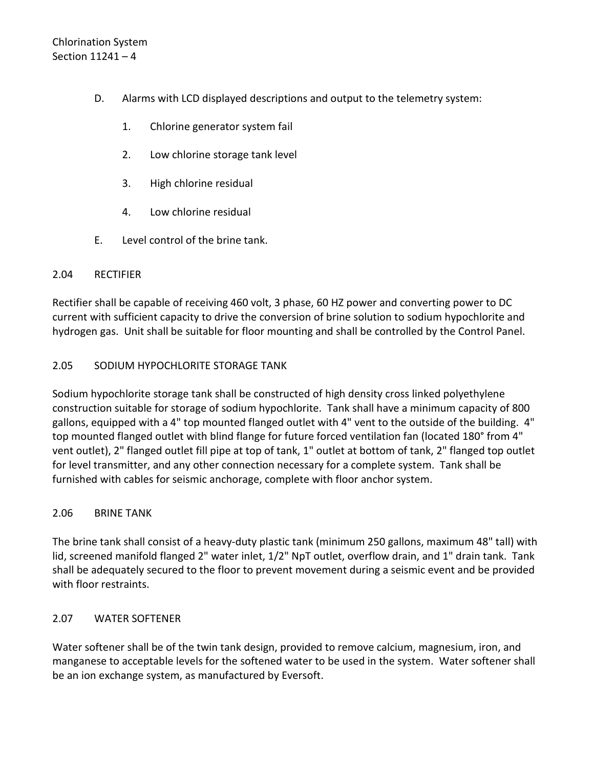D. Alarms with LCD displayed descriptions and output to the telemetry system:

1. Chlorine generator system fail

2. Low chlorine storage tank level

3. High chlorine residual

4. Low chlorine residual

E. Level control of the brine tank.

## 2.04 RECTIFIER

Rectifier shall be capable of receiving 460 volt, 3 phase, 60 HZ power and converting power to DC current with sufficient capacity to drive the conversion of brine solution to sodium hypochlorite and hydrogen gas. Unit shall be suitable for floor mounting and shall be controlled by the Control Panel.

## 2.05 SODIUM HYPOCHLORITE STORAGE TANK

Sodium hypochlorite storage tank shall be constructed of high density cross linked polyethylene construction suitable for storage of sodium hypochlorite. Tank shall have a minimum capacity of 800 gallons, equipped with a 4" top mounted flanged outlet with 4" vent to the outside of the building. 4" top mounted flanged outlet with blind flange for future forced ventilation fan (located 180° from 4" vent outlet), 2" flanged outlet fill pipe at top of tank, 1" outlet at bottom of tank, 2" flanged top outlet for level transmitter, and any other connection necessary for a complete system. Tank shall be furnished with cables for seismic anchorage, complete with floor anchor system.

## 2.06 BRINE TANK

The brine tank shall consist of a heavy-duty plastic tank (minimum 250 gallons, maximum 48" tall) with lid, screened manifold flanged 2" water inlet, 1/2" NpT outlet, overflow drain, and 1" drain tank. Tank shall be adequately secured to the floor to prevent movement during a seismic event and be provided with floor restraints.

## 2.07 WATER SOFTENER

Water softener shall be of the twin tank design, provided to remove calcium, magnesium, iron, and manganese to acceptable levels for the softened water to be used in the system. Water softener shall be an ion exchange system, as manufactured by Eversoft.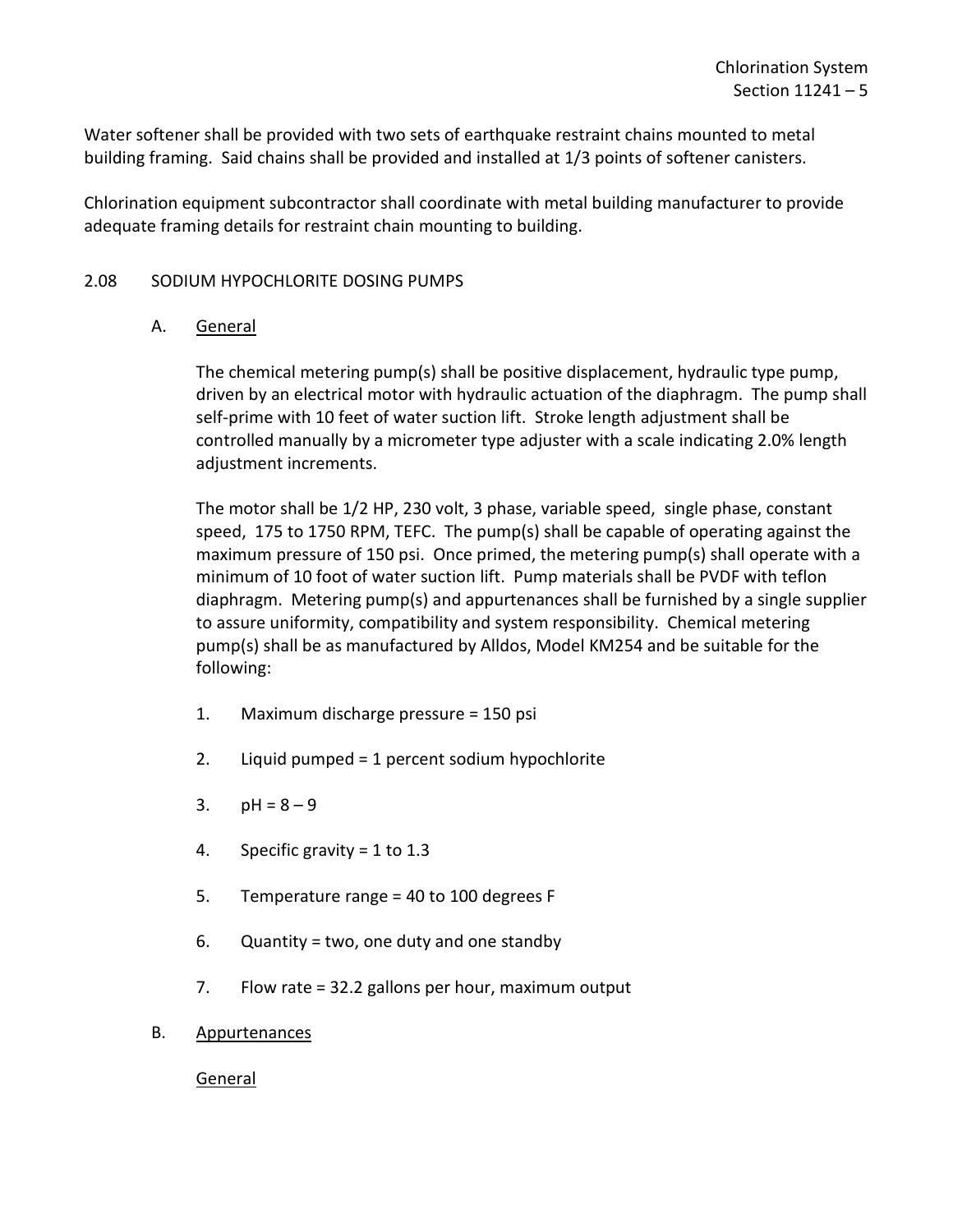Water softener shall be provided with two sets of earthquake restraint chains mounted to metal building framing. Said chains shall be provided and installed at 1/3 points of softener canisters.

Chlorination equipment subcontractor shall coordinate with metal building manufacturer to provide adequate framing details for restraint chain mounting to building.

## 2.08 SODIUM HYPOCHLORITE DOSING PUMPS

### A. General

The chemical metering pump(s) shall be positive displacement, hydraulic type pump, driven by an electrical motor with hydraulic actuation of the diaphragm. The pump shall self-prime with 10 feet of water suction lift. Stroke length adjustment shall be controlled manually by a micrometer type adjuster with a scale indicating 2.0% length adjustment increments.

The motor shall be 1/2 HP, 230 volt, 3 phase, variable speed, single phase, constant speed, 175 to 1750 RPM, TEFC. The pump(s) shall be capable of operating against the maximum pressure of 150 psi. Once primed, the metering pump(s) shall operate with a minimum of 10 foot of water suction lift. Pump materials shall be PVDF with teflon diaphragm. Metering pump(s) and appurtenances shall be furnished by a single supplier to assure uniformity, compatibility and system responsibility. Chemical metering pump(s) shall be as manufactured by Alldos, Model KM254 and be suitable for the following:

1. Maximum discharge pressure = 150 psi
2. Liquid pumped = 1 percent sodium hypochlorite
3. pH = 8 – 9
4. Specific gravity = 1 to 1.3
5. Temperature range = 40 to 100 degrees F
6. Quantity = two, one duty and one standby
7. Flow rate = 32.2 gallons per hour, maximum output

### B. Appurtenances

General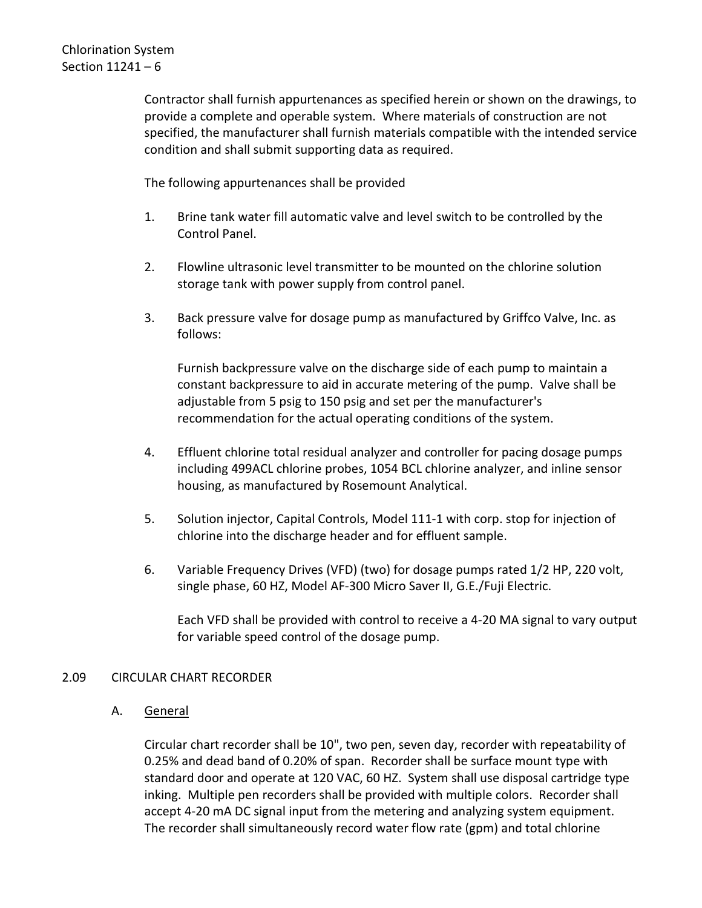Contractor shall furnish appurtenances as specified herein or shown on the drawings, to provide a complete and operable system. Where materials of construction are not specified, the manufacturer shall furnish materials compatible with the intended service condition and shall submit supporting data as required.

The following appurtenances shall be provided

1. Brine tank water fill automatic valve and level switch to be controlled by the Control Panel.

2. Flowline ultrasonic level transmitter to be mounted on the chlorine solution storage tank with power supply from control panel.

3. Back pressure valve for dosage pump as manufactured by Griffco Valve, Inc. as follows:

   Furnish backpressure valve on the discharge side of each pump to maintain a constant backpressure to aid in accurate metering of the pump. Valve shall be adjustable from 5 psig to 150 psig and set per the manufacturer's recommendation for the actual operating conditions of the system.

4. Effluent chlorine total residual analyzer and controller for pacing dosage pumps including 499ACL chlorine probes, 1054 BCL chlorine analyzer, and inline sensor housing, as manufactured by Rosemount Analytical.

5. Solution injector, Capital Controls, Model 111-1 with corp. stop for injection of chlorine into the discharge header and for effluent sample.

6. Variable Frequency Drives (VFD) (two) for dosage pumps rated 1/2 HP, 220 volt, single phase, 60 HZ, Model AF-300 Micro Saver II, G.E./Fuji Electric.

   Each VFD shall be provided with control to receive a 4-20 MA signal to vary output for variable speed control of the dosage pump.

## 2.09 CIRCULAR CHART RECORDER

### A. General

Circular chart recorder shall be 10", two pen, seven day, recorder with repeatability of 0.25% and dead band of 0.20% of span. Recorder shall be surface mount type with standard door and operate at 120 VAC, 60 HZ. System shall use disposal cartridge type inking. Multiple pen recorders shall be provided with multiple colors. Recorder shall accept 4-20 mA DC signal input from the metering and analyzing system equipment. The recorder shall simultaneously record water flow rate (gpm) and total chlorine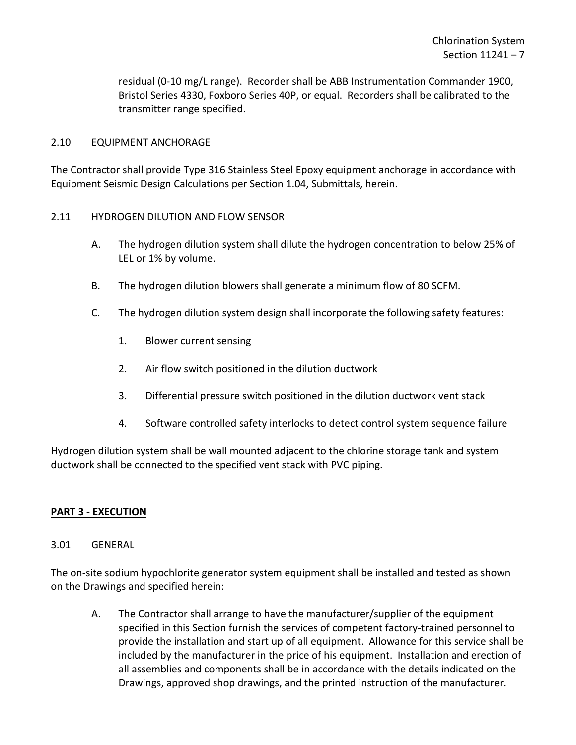residual (0-10 mg/L range). Recorder shall be ABB Instrumentation Commander 1900, Bristol Series 4330, Foxboro Series 40P, or equal. Recorders shall be calibrated to the transmitter range specified.

### 2.10 EQUIPMENT ANCHORAGE

The Contractor shall provide Type 316 Stainless Steel Epoxy equipment anchorage in accordance with Equipment Seismic Design Calculations per Section 1.04, Submittals, herein.

### 2.11 HYDROGEN DILUTION AND FLOW SENSOR

A. The hydrogen dilution system shall dilute the hydrogen concentration to below 25% of LEL or 1% by volume.

B. The hydrogen dilution blowers shall generate a minimum flow of 80 SCFM.

C. The hydrogen dilution system design shall incorporate the following safety features:

1. Blower current sensing
2. Air flow switch positioned in the dilution ductwork
3. Differential pressure switch positioned in the dilution ductwork vent stack
4. Software controlled safety interlocks to detect control system sequence failure

Hydrogen dilution system shall be wall mounted adjacent to the chlorine storage tank and system ductwork shall be connected to the specified vent stack with PVC piping.

## PART 3 - EXECUTION

### 3.01 GENERAL

The on-site sodium hypochlorite generator system equipment shall be installed and tested as shown on the Drawings and specified herein:

A. The Contractor shall arrange to have the manufacturer/supplier of the equipment specified in this Section furnish the services of competent factory-trained personnel to provide the installation and start up of all equipment. Allowance for this service shall be included by the manufacturer in the price of his equipment. Installation and erection of all assemblies and components shall be in accordance with the details indicated on the Drawings, approved shop drawings, and the printed instruction of the manufacturer.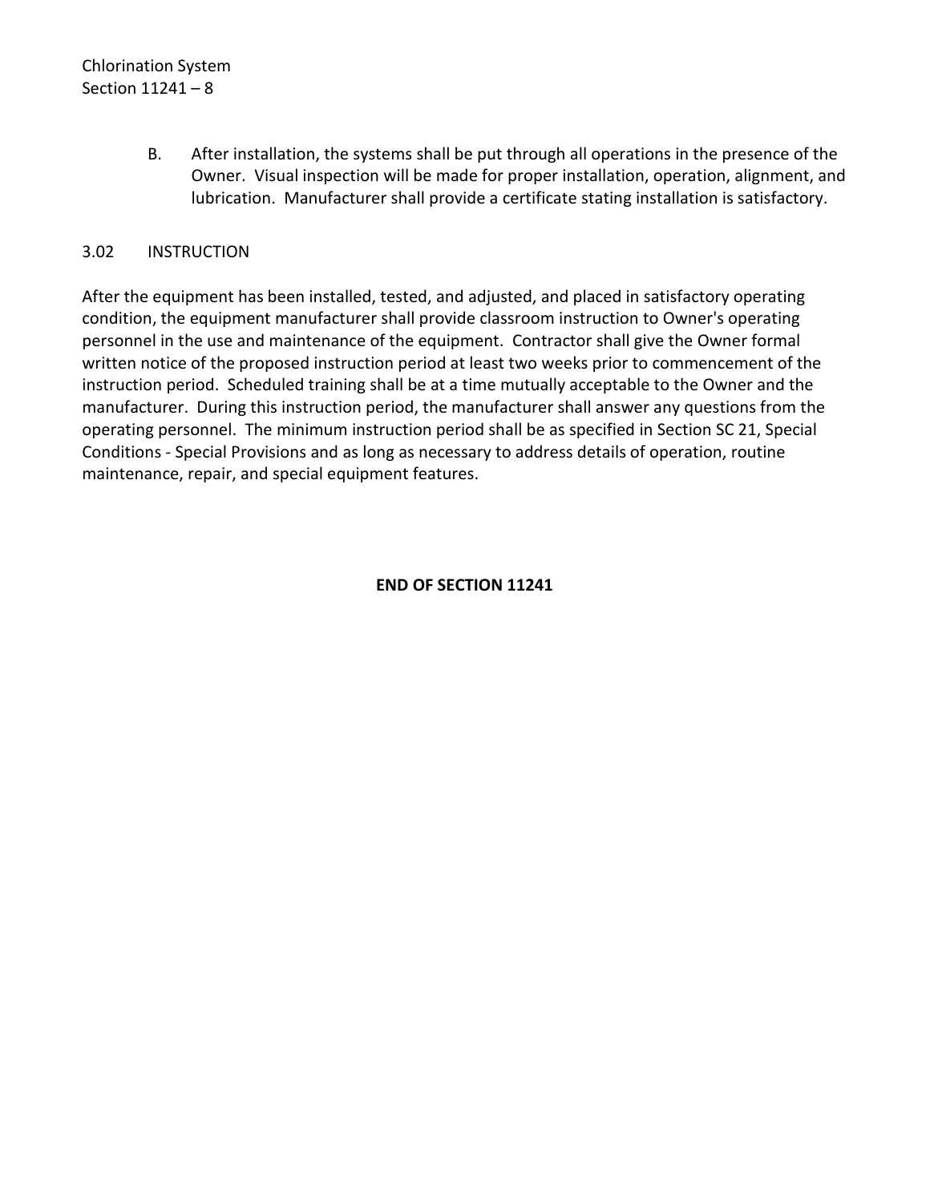B. After installation, the systems shall be put through all operations in the presence of the Owner. Visual inspection will be made for proper installation, operation, alignment, and lubrication. Manufacturer shall provide a certificate stating installation is satisfactory.

### 3.02 INSTRUCTION

After the equipment has been installed, tested, and adjusted, and placed in satisfactory operating condition, the equipment manufacturer shall provide classroom instruction to Owner's operating personnel in the use and maintenance of the equipment. Contractor shall give the Owner formal written notice of the proposed instruction period at least two weeks prior to commencement of the instruction period. Scheduled training shall be at a time mutually acceptable to the Owner and the manufacturer. During this instruction period, the manufacturer shall answer any questions from the operating personnel. The minimum instruction period shall be as specified in Section SC 21, Special Conditions - Special Provisions and as long as necessary to address details of operation, routine maintenance, repair, and special equipment features.

**END OF SECTION 11241**